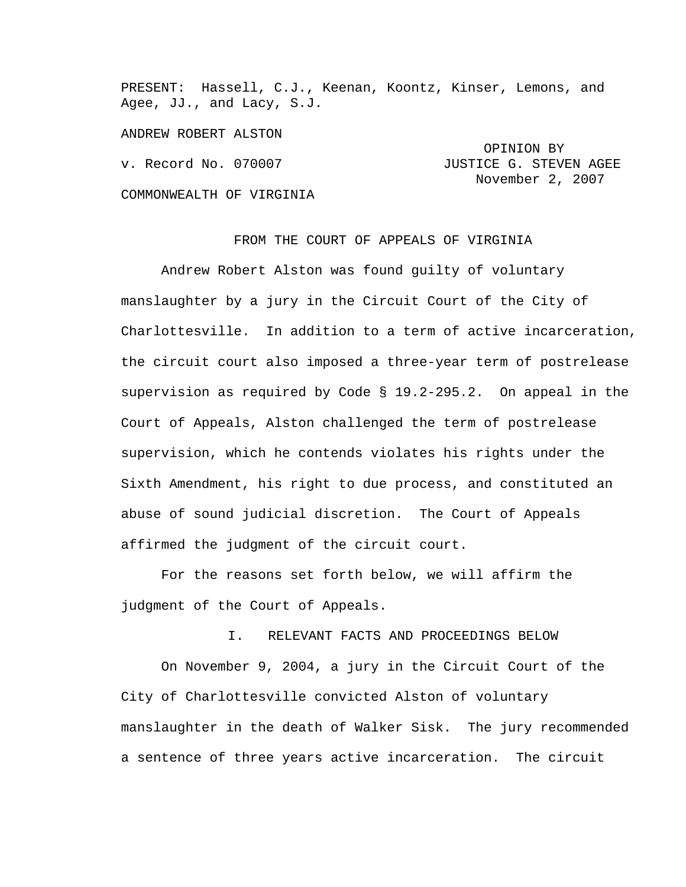PRESENT: Hassell, C.J., Keenan, Koontz, Kinser, Lemons, and Agee, JJ., and Lacy, S.J.

ANDREW ROBERT ALSTON

v. Record No. 070007

COMMONWEALTH OF VIRGINIA

OPINION BY
JUSTICE G. STEVEN AGEE
November 2, 2007

FROM THE COURT OF APPEALS OF VIRGINIA

Andrew Robert Alston was found guilty of voluntary manslaughter by a jury in the Circuit Court of the City of Charlottesville. In addition to a term of active incarceration, the circuit court also imposed a three-year term of postrelease supervision as required by Code § 19.2-295.2. On appeal in the Court of Appeals, Alston challenged the term of postrelease supervision, which he contends violates his rights under the Sixth Amendment, his right to due process, and constituted an abuse of sound judicial discretion. The Court of Appeals affirmed the judgment of the circuit court.

For the reasons set forth below, we will affirm the judgment of the Court of Appeals.

## I. RELEVANT FACTS AND PROCEEDINGS BELOW

On November 9, 2004, a jury in the Circuit Court of the City of Charlottesville convicted Alston of voluntary manslaughter in the death of Walker Sisk. The jury recommended a sentence of three years active incarceration. The circuit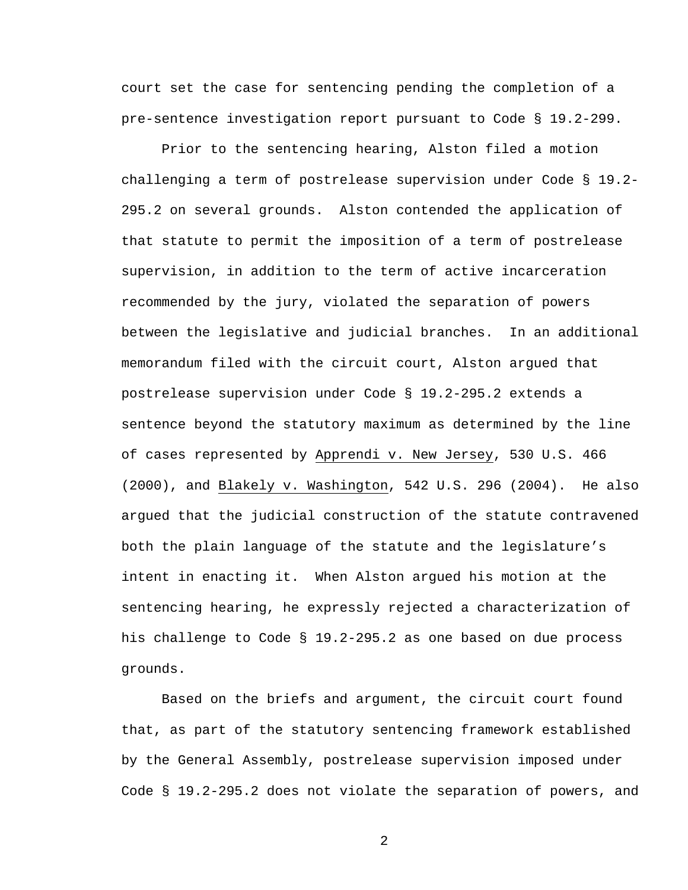court set the case for sentencing pending the completion of a pre-sentence investigation report pursuant to Code § 19.2-299.

Prior to the sentencing hearing, Alston filed a motion challenging a term of postrelease supervision under Code § 19.2-295.2 on several grounds. Alston contended the application of that statute to permit the imposition of a term of postrelease supervision, in addition to the term of active incarceration recommended by the jury, violated the separation of powers between the legislative and judicial branches. In an additional memorandum filed with the circuit court, Alston argued that postrelease supervision under Code § 19.2-295.2 extends a sentence beyond the statutory maximum as determined by the line of cases represented by Apprendi v. New Jersey, 530 U.S. 466 (2000), and Blakely v. Washington, 542 U.S. 296 (2004). He also argued that the judicial construction of the statute contravened both the plain language of the statute and the legislature's intent in enacting it. When Alston argued his motion at the sentencing hearing, he expressly rejected a characterization of his challenge to Code § 19.2-295.2 as one based on due process grounds.

Based on the briefs and argument, the circuit court found that, as part of the statutory sentencing framework established by the General Assembly, postrelease supervision imposed under Code § 19.2-295.2 does not violate the separation of powers, and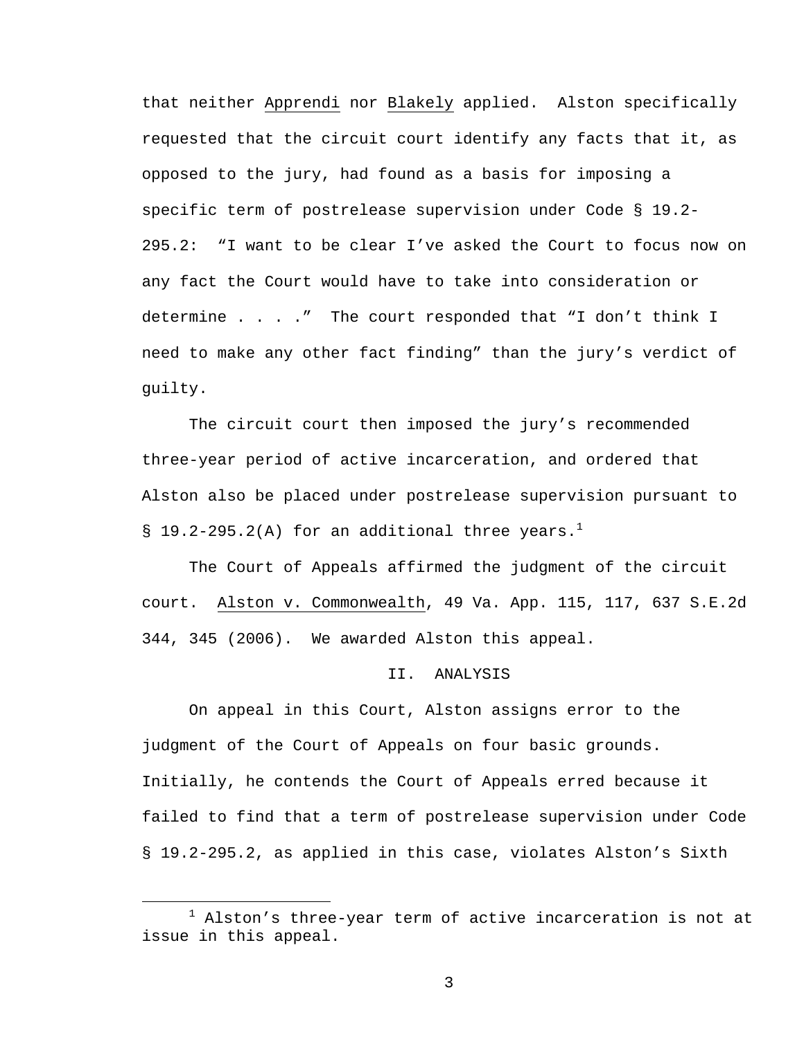that neither Apprendi nor Blakely applied. Alston specifically requested that the circuit court identify any facts that it, as opposed to the jury, had found as a basis for imposing a specific term of postrelease supervision under Code § 19.2-295.2: "I want to be clear I've asked the Court to focus now on any fact the Court would have to take into consideration or determine . . . ." The court responded that "I don't think I need to make any other fact finding" than the jury's verdict of guilty.

The circuit court then imposed the jury's recommended three-year period of active incarceration, and ordered that Alston also be placed under postrelease supervision pursuant to § 19.2-295.2(A) for an additional three years.[1]

The Court of Appeals affirmed the judgment of the circuit court. Alston v. Commonwealth, 49 Va. App. 115, 117, 637 S.E.2d 344, 345 (2006). We awarded Alston this appeal.

## II. ANALYSIS

On appeal in this Court, Alston assigns error to the judgment of the Court of Appeals on four basic grounds. Initially, he contends the Court of Appeals erred because it failed to find that a term of postrelease supervision under Code § 19.2-295.2, as applied in this case, violates Alston's Sixth

[1] Alston's three-year term of active incarceration is not at issue in this appeal.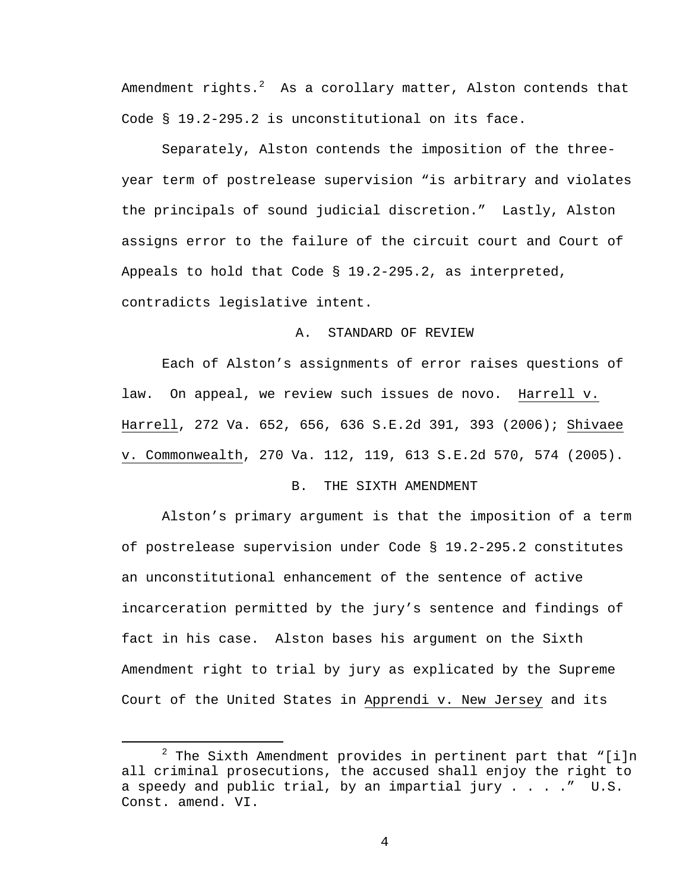Amendment rights.[2] As a corollary matter, Alston contends that Code § 19.2-295.2 is unconstitutional on its face.

Separately, Alston contends the imposition of the three-year term of postrelease supervision "is arbitrary and violates the principals of sound judicial discretion." Lastly, Alston assigns error to the failure of the circuit court and Court of Appeals to hold that Code § 19.2-295.2, as interpreted, contradicts legislative intent.

### A. STANDARD OF REVIEW

Each of Alston's assignments of error raises questions of law. On appeal, we review such issues de novo. Harrell v. Harrell, 272 Va. 652, 656, 636 S.E.2d 391, 393 (2006); Shivaee v. Commonwealth, 270 Va. 112, 119, 613 S.E.2d 570, 574 (2005).

### B. THE SIXTH AMENDMENT

Alston's primary argument is that the imposition of a term of postrelease supervision under Code § 19.2-295.2 constitutes an unconstitutional enhancement of the sentence of active incarceration permitted by the jury's sentence and findings of fact in his case. Alston bases his argument on the Sixth Amendment right to trial by jury as explicated by the Supreme Court of the United States in Apprendi v. New Jersey and its

---

[2] The Sixth Amendment provides in pertinent part that "[i]n all criminal prosecutions, the accused shall enjoy the right to a speedy and public trial, by an impartial jury . . . ." U.S. Const. amend. VI.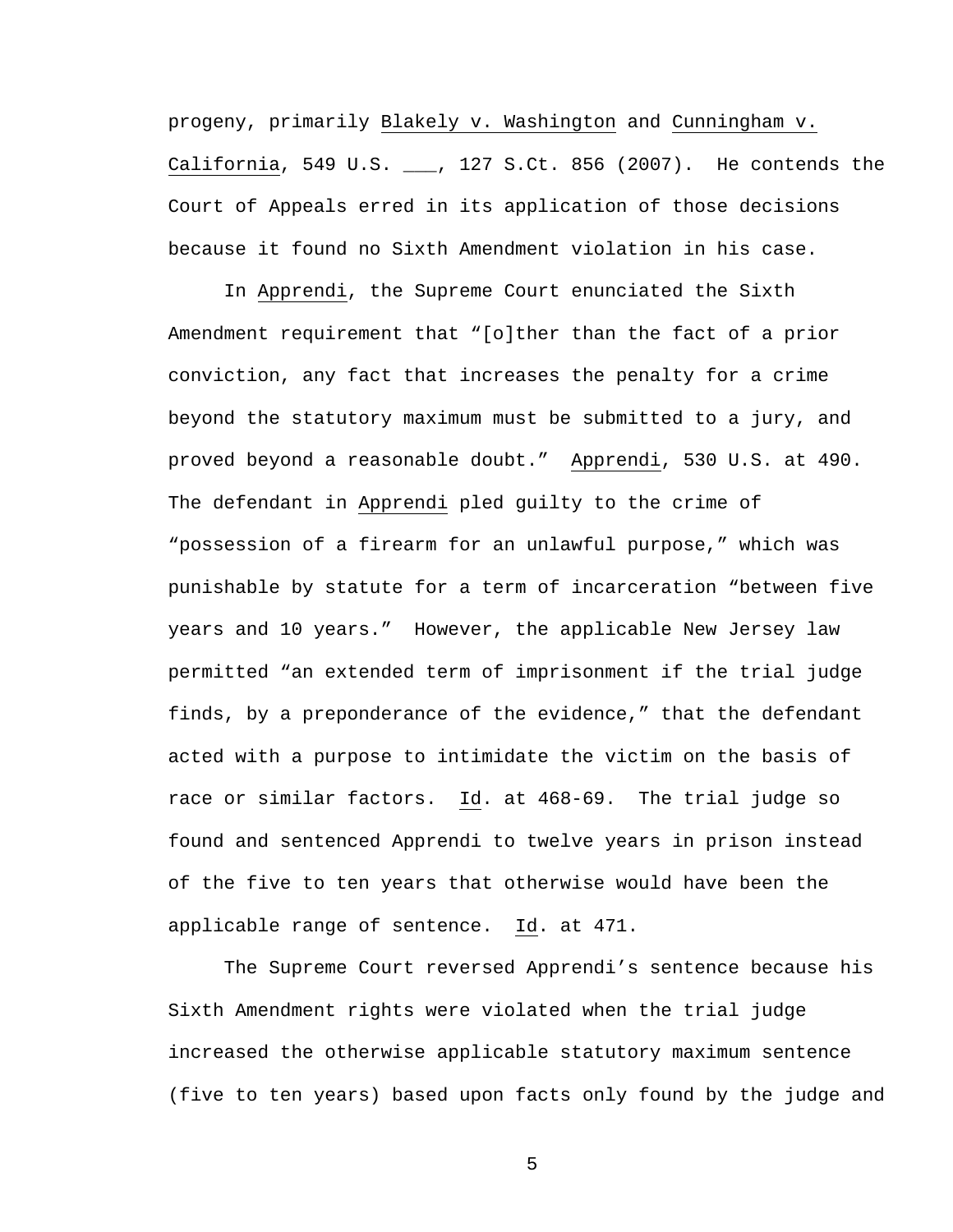progeny, primarily _Blakely v. Washington_ and _Cunningham v. California_, 549 U.S. ___, 127 S.Ct. 856 (2007). He contends the Court of Appeals erred in its application of those decisions because it found no Sixth Amendment violation in his case.

In _Apprendi_, the Supreme Court enunciated the Sixth Amendment requirement that "[o]ther than the fact of a prior conviction, any fact that increases the penalty for a crime beyond the statutory maximum must be submitted to a jury, and proved beyond a reasonable doubt." _Apprendi_, 530 U.S. at 490. The defendant in _Apprendi_ pled guilty to the crime of "possession of a firearm for an unlawful purpose," which was punishable by statute for a term of incarceration "between five years and 10 years." However, the applicable New Jersey law permitted "an extended term of imprisonment if the trial judge finds, by a preponderance of the evidence," that the defendant acted with a purpose to intimidate the victim on the basis of race or similar factors. _Id_. at 468-69. The trial judge so found and sentenced Apprendi to twelve years in prison instead of the five to ten years that otherwise would have been the applicable range of sentence. _Id_. at 471.

The Supreme Court reversed Apprendi's sentence because his Sixth Amendment rights were violated when the trial judge increased the otherwise applicable statutory maximum sentence (five to ten years) based upon facts only found by the judge and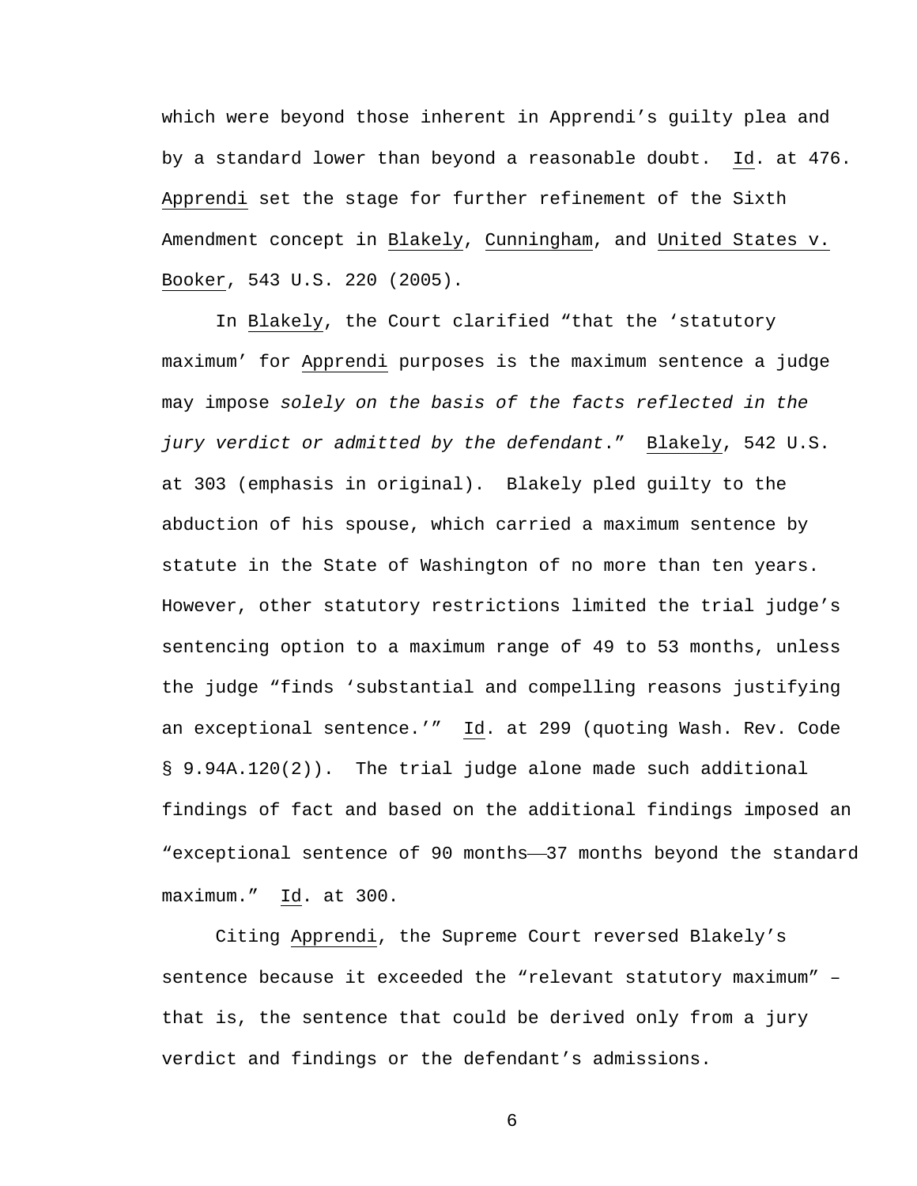which were beyond those inherent in Apprendi's guilty plea and by a standard lower than beyond a reasonable doubt. Id. at 476. Apprendi set the stage for further refinement of the Sixth Amendment concept in Blakely, Cunningham, and United States v. Booker, 543 U.S. 220 (2005).

In Blakely, the Court clarified "that the 'statutory maximum' for Apprendi purposes is the maximum sentence a judge may impose *solely on the basis of the facts reflected in the jury verdict or admitted by the defendant*." Blakely, 542 U.S. at 303 (emphasis in original). Blakely pled guilty to the abduction of his spouse, which carried a maximum sentence by statute in the State of Washington of no more than ten years. However, other statutory restrictions limited the trial judge's sentencing option to a maximum range of 49 to 53 months, unless the judge "finds 'substantial and compelling reasons justifying an exceptional sentence.'" Id. at 299 (quoting Wash. Rev. Code § 9.94A.120(2)). The trial judge alone made such additional findings of fact and based on the additional findings imposed an "exceptional sentence of 90 months——37 months beyond the standard maximum." Id. at 300.

Citing Apprendi, the Supreme Court reversed Blakely's sentence because it exceeded the "relevant statutory maximum" – that is, the sentence that could be derived only from a jury verdict and findings or the defendant's admissions.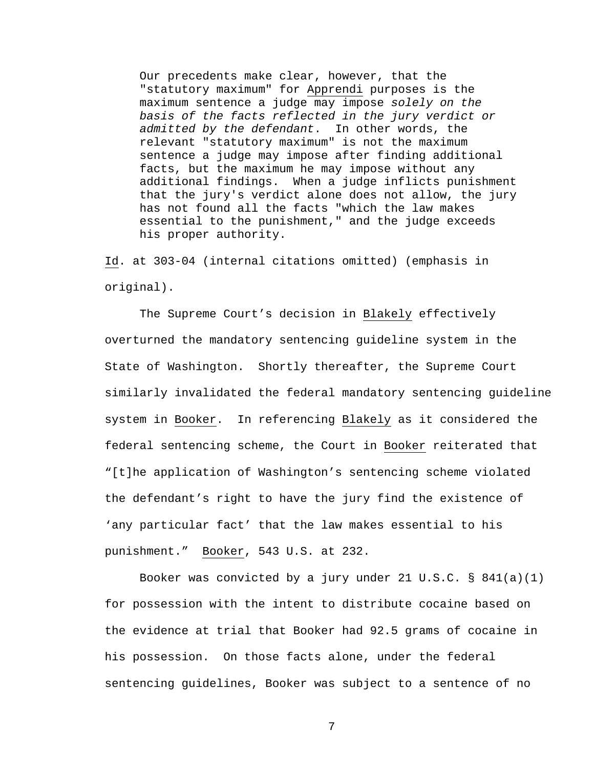> Our precedents make clear, however, that the "statutory maximum" for Apprendi purposes is the maximum sentence a judge may impose *solely on the basis of the facts reflected in the jury verdict or admitted by the defendant*. In other words, the relevant "statutory maximum" is not the maximum sentence a judge may impose after finding additional facts, but the maximum he may impose without any additional findings. When a judge inflicts punishment that the jury's verdict alone does not allow, the jury has not found all the facts "which the law makes essential to the punishment," and the judge exceeds his proper authority.

Id. at 303-04 (internal citations omitted) (emphasis in original).

The Supreme Court's decision in Blakely effectively overturned the mandatory sentencing guideline system in the State of Washington. Shortly thereafter, the Supreme Court similarly invalidated the federal mandatory sentencing guideline system in Booker. In referencing Blakely as it considered the federal sentencing scheme, the Court in Booker reiterated that "[t]he application of Washington's sentencing scheme violated the defendant's right to have the jury find the existence of 'any particular fact' that the law makes essential to his punishment." Booker, 543 U.S. at 232.

Booker was convicted by a jury under 21 U.S.C. § 841(a)(1) for possession with the intent to distribute cocaine based on the evidence at trial that Booker had 92.5 grams of cocaine in his possession. On those facts alone, under the federal sentencing guidelines, Booker was subject to a sentence of no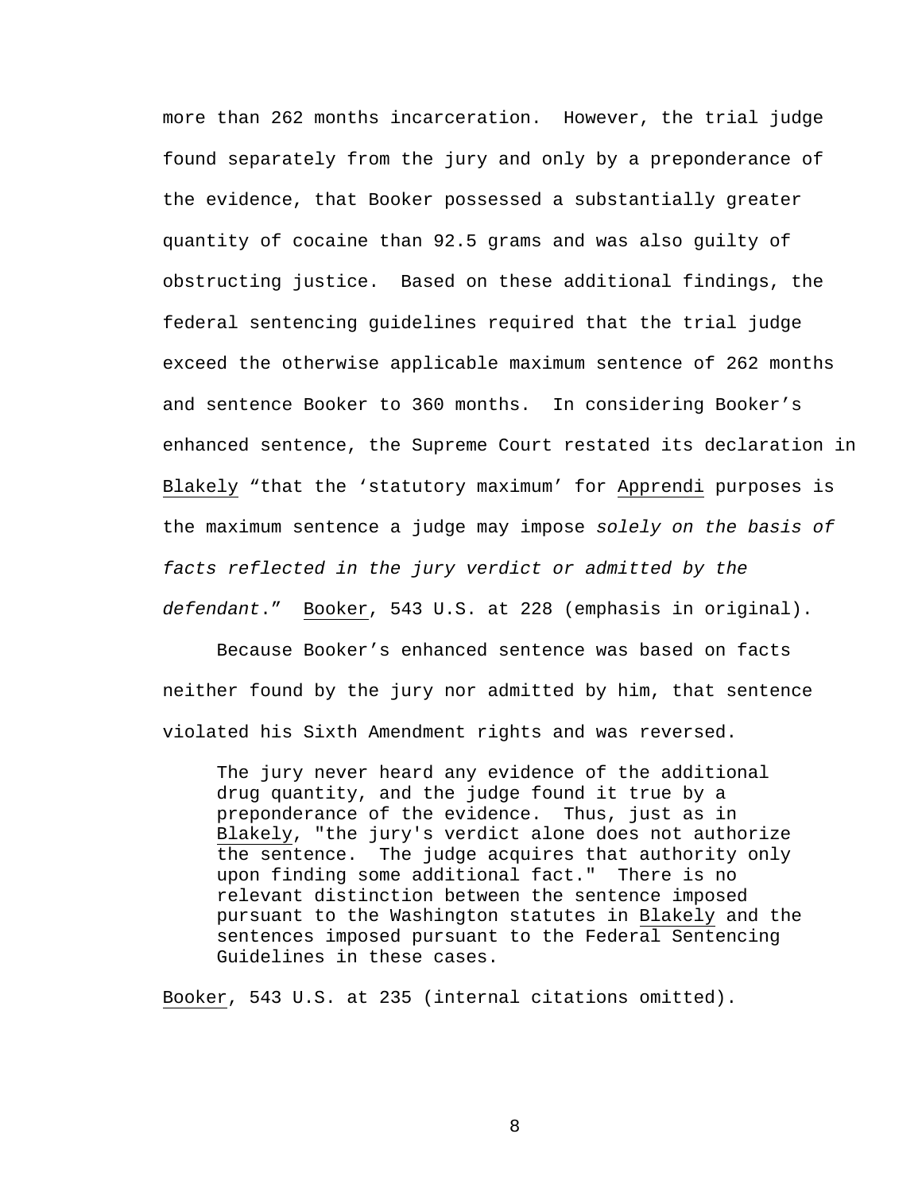more than 262 months incarceration. However, the trial judge found separately from the jury and only by a preponderance of the evidence, that Booker possessed a substantially greater quantity of cocaine than 92.5 grams and was also guilty of obstructing justice. Based on these additional findings, the federal sentencing guidelines required that the trial judge exceed the otherwise applicable maximum sentence of 262 months and sentence Booker to 360 months. In considering Booker's enhanced sentence, the Supreme Court restated its declaration in <u>Blakely</u> "that the 'statutory maximum' for <u>Apprendi</u> purposes is the maximum sentence a judge may impose *solely on the basis of facts reflected in the jury verdict or admitted by the defendant*." <u>Booker</u>, 543 U.S. at 228 (emphasis in original).

Because Booker's enhanced sentence was based on facts neither found by the jury nor admitted by him, that sentence violated his Sixth Amendment rights and was reversed.

> The jury never heard any evidence of the additional drug quantity, and the judge found it true by a preponderance of the evidence. Thus, just as in <u>Blakely</u>, "the jury's verdict alone does not authorize the sentence. The judge acquires that authority only upon finding some additional fact." There is no relevant distinction between the sentence imposed pursuant to the Washington statutes in <u>Blakely</u> and the sentences imposed pursuant to the Federal Sentencing Guidelines in these cases.

<u>Booker</u>, 543 U.S. at 235 (internal citations omitted).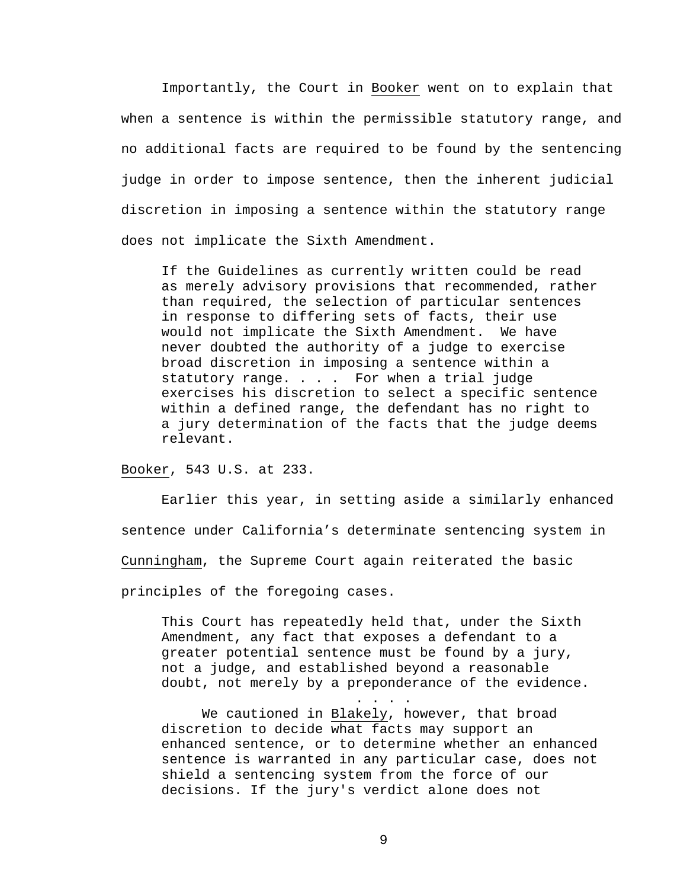Importantly, the Court in Booker went on to explain that when a sentence is within the permissible statutory range, and no additional facts are required to be found by the sentencing judge in order to impose sentence, then the inherent judicial discretion in imposing a sentence within the statutory range does not implicate the Sixth Amendment.

> If the Guidelines as currently written could be read as merely advisory provisions that recommended, rather than required, the selection of particular sentences in response to differing sets of facts, their use would not implicate the Sixth Amendment. We have never doubted the authority of a judge to exercise broad discretion in imposing a sentence within a statutory range. . . . For when a trial judge exercises his discretion to select a specific sentence within a defined range, the defendant has no right to a jury determination of the facts that the judge deems relevant.

Booker, 543 U.S. at 233.

Earlier this year, in setting aside a similarly enhanced sentence under California's determinate sentencing system in Cunningham, the Supreme Court again reiterated the basic principles of the foregoing cases.

> This Court has repeatedly held that, under the Sixth Amendment, any fact that exposes a defendant to a greater potential sentence must be found by a jury, not a judge, and established beyond a reasonable doubt, not merely by a preponderance of the evidence.
>
> . . . .
>
> We cautioned in Blakely, however, that broad discretion to decide what facts may support an enhanced sentence, or to determine whether an enhanced sentence is warranted in any particular case, does not shield a sentencing system from the force of our decisions. If the jury's verdict alone does not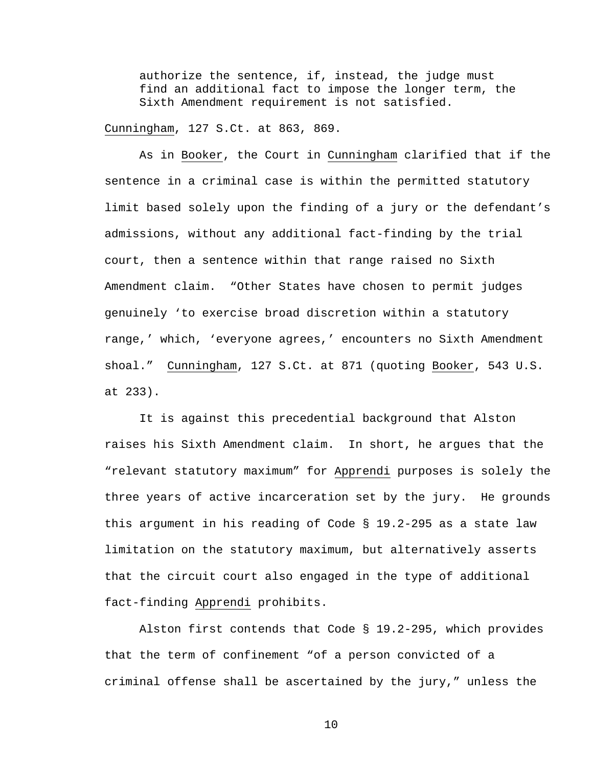> authorize the sentence, if, instead, the judge must find an additional fact to impose the longer term, the Sixth Amendment requirement is not satisfied.

Cunningham, 127 S.Ct. at 863, 869.

As in Booker, the Court in Cunningham clarified that if the sentence in a criminal case is within the permitted statutory limit based solely upon the finding of a jury or the defendant's admissions, without any additional fact-finding by the trial court, then a sentence within that range raised no Sixth Amendment claim. "Other States have chosen to permit judges genuinely 'to exercise broad discretion within a statutory range,' which, 'everyone agrees,' encounters no Sixth Amendment shoal." Cunningham, 127 S.Ct. at 871 (quoting Booker, 543 U.S. at 233).

It is against this precedential background that Alston raises his Sixth Amendment claim. In short, he argues that the "relevant statutory maximum" for Apprendi purposes is solely the three years of active incarceration set by the jury. He grounds this argument in his reading of Code § 19.2-295 as a state law limitation on the statutory maximum, but alternatively asserts that the circuit court also engaged in the type of additional fact-finding Apprendi prohibits.

Alston first contends that Code § 19.2-295, which provides that the term of confinement "of a person convicted of a criminal offense shall be ascertained by the jury," unless the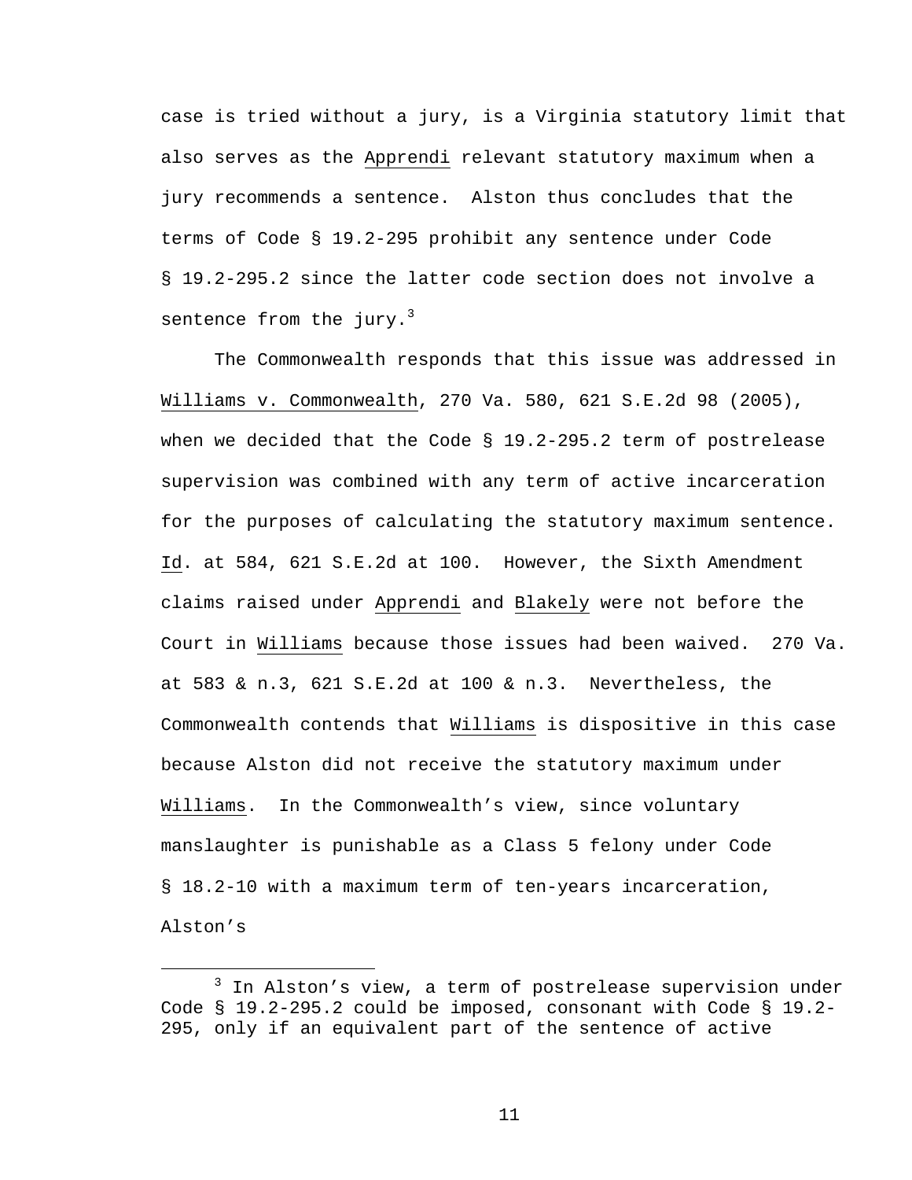case is tried without a jury, is a Virginia statutory limit that also serves as the Apprendi relevant statutory maximum when a jury recommends a sentence. Alston thus concludes that the terms of Code § 19.2-295 prohibit any sentence under Code § 19.2-295.2 since the latter code section does not involve a sentence from the jury.[3]

The Commonwealth responds that this issue was addressed in Williams v. Commonwealth, 270 Va. 580, 621 S.E.2d 98 (2005), when we decided that the Code § 19.2-295.2 term of postrelease supervision was combined with any term of active incarceration for the purposes of calculating the statutory maximum sentence. Id. at 584, 621 S.E.2d at 100. However, the Sixth Amendment claims raised under Apprendi and Blakely were not before the Court in Williams because those issues had been waived. 270 Va. at 583 & n.3, 621 S.E.2d at 100 & n.3. Nevertheless, the Commonwealth contends that Williams is dispositive in this case because Alston did not receive the statutory maximum under Williams. In the Commonwealth's view, since voluntary manslaughter is punishable as a Class 5 felony under Code § 18.2-10 with a maximum term of ten-years incarceration, Alston's

[3] In Alston's view, a term of postrelease supervision under Code § 19.2-295.2 could be imposed, consonant with Code § 19.2-295, only if an equivalent part of the sentence of active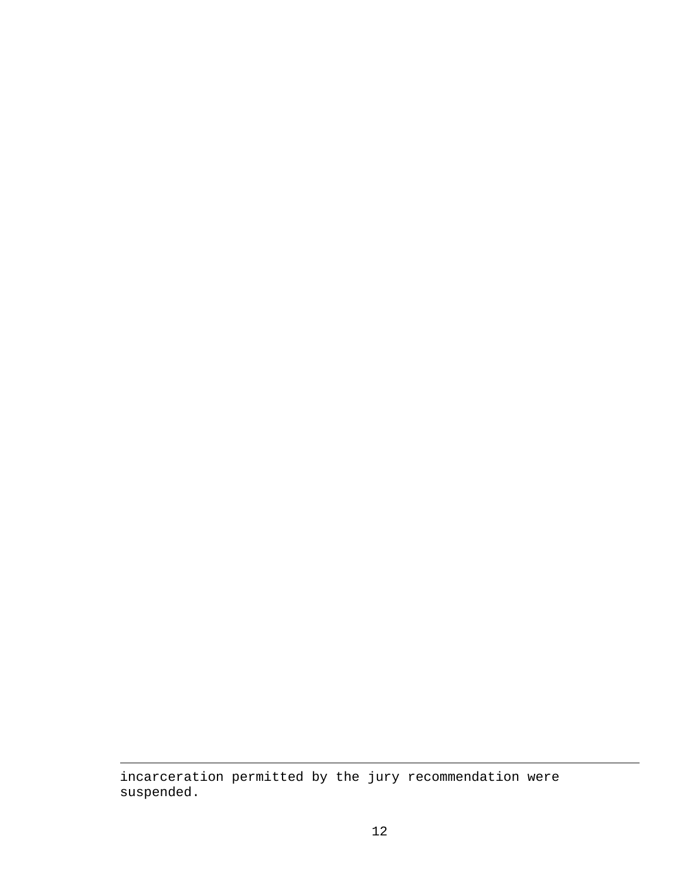incarceration permitted by the jury recommendation were suspended.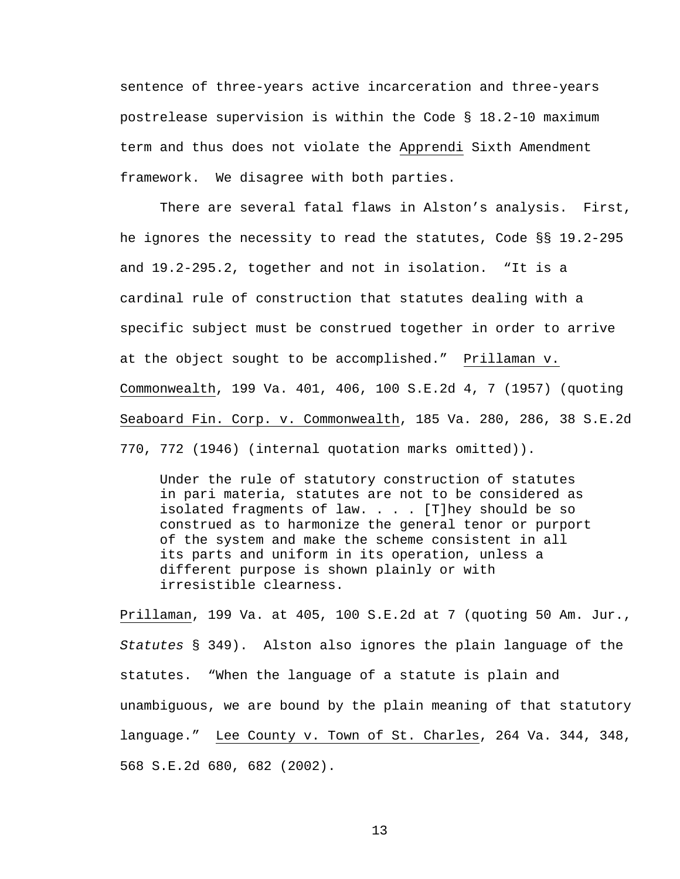sentence of three-years active incarceration and three-years postrelease supervision is within the Code § 18.2-10 maximum term and thus does not violate the Apprendi Sixth Amendment framework. We disagree with both parties.

There are several fatal flaws in Alston's analysis. First, he ignores the necessity to read the statutes, Code §§ 19.2-295 and 19.2-295.2, together and not in isolation. "It is a cardinal rule of construction that statutes dealing with a specific subject must be construed together in order to arrive at the object sought to be accomplished." Prillaman v. Commonwealth, 199 Va. 401, 406, 100 S.E.2d 4, 7 (1957) (quoting Seaboard Fin. Corp. v. Commonwealth, 185 Va. 280, 286, 38 S.E.2d 770, 772 (1946) (internal quotation marks omitted)).

> Under the rule of statutory construction of statutes in pari materia, statutes are not to be considered as isolated fragments of law. . . . [T]hey should be so construed as to harmonize the general tenor or purport of the system and make the scheme consistent in all its parts and uniform in its operation, unless a different purpose is shown plainly or with irresistible clearness.

Prillaman, 199 Va. at 405, 100 S.E.2d at 7 (quoting 50 Am. Jur., *Statutes* § 349). Alston also ignores the plain language of the statutes. "When the language of a statute is plain and unambiguous, we are bound by the plain meaning of that statutory language." Lee County v. Town of St. Charles, 264 Va. 344, 348, 568 S.E.2d 680, 682 (2002).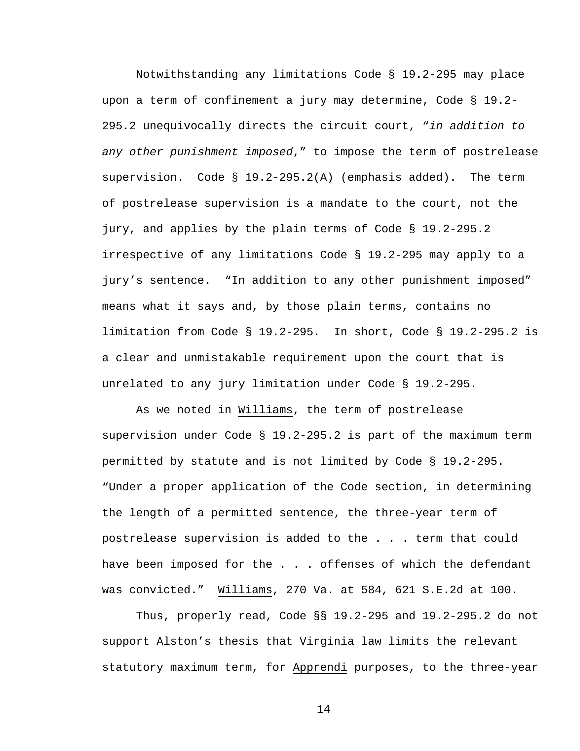Notwithstanding any limitations Code § 19.2-295 may place upon a term of confinement a jury may determine, Code § 19.2-295.2 unequivocally directs the circuit court, "*in addition to any other punishment imposed*," to impose the term of postrelease supervision. Code § 19.2-295.2(A) (emphasis added). The term of postrelease supervision is a mandate to the court, not the jury, and applies by the plain terms of Code § 19.2-295.2 irrespective of any limitations Code § 19.2-295 may apply to a jury's sentence. "In addition to any other punishment imposed" means what it says and, by those plain terms, contains no limitation from Code § 19.2-295. In short, Code § 19.2-295.2 is a clear and unmistakable requirement upon the court that is unrelated to any jury limitation under Code § 19.2-295.

As we noted in Williams, the term of postrelease supervision under Code § 19.2-295.2 is part of the maximum term permitted by statute and is not limited by Code § 19.2-295. "Under a proper application of the Code section, in determining the length of a permitted sentence, the three-year term of postrelease supervision is added to the . . . term that could have been imposed for the . . . offenses of which the defendant was convicted." Williams, 270 Va. at 584, 621 S.E.2d at 100.

Thus, properly read, Code §§ 19.2-295 and 19.2-295.2 do not support Alston's thesis that Virginia law limits the relevant statutory maximum term, for Apprendi purposes, to the three-year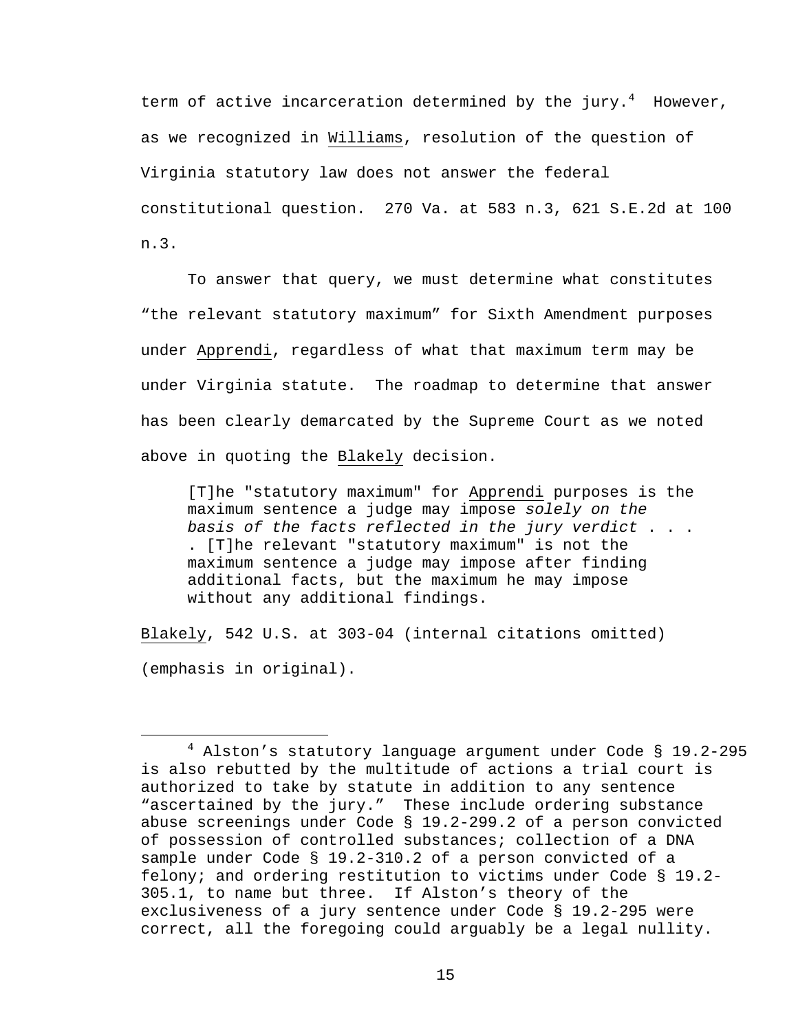term of active incarceration determined by the jury.[4] However, as we recognized in Williams, resolution of the question of Virginia statutory law does not answer the federal constitutional question. 270 Va. at 583 n.3, 621 S.E.2d at 100 n.3.

To answer that query, we must determine what constitutes "the relevant statutory maximum" for Sixth Amendment purposes under Apprendi, regardless of what that maximum term may be under Virginia statute. The roadmap to determine that answer has been clearly demarcated by the Supreme Court as we noted above in quoting the Blakely decision.

> [T]he "statutory maximum" for Apprendi purposes is the maximum sentence a judge may impose *solely on the basis of the facts reflected in the jury verdict* . . . . [T]he relevant "statutory maximum" is not the maximum sentence a judge may impose after finding additional facts, but the maximum he may impose without any additional findings.

Blakely, 542 U.S. at 303-04 (internal citations omitted) (emphasis in original).

---

[4] Alston's statutory language argument under Code § 19.2-295 is also rebutted by the multitude of actions a trial court is authorized to take by statute in addition to any sentence "ascertained by the jury." These include ordering substance abuse screenings under Code § 19.2-299.2 of a person convicted of possession of controlled substances; collection of a DNA sample under Code § 19.2-310.2 of a person convicted of a felony; and ordering restitution to victims under Code § 19.2-305.1, to name but three. If Alston's theory of the exclusiveness of a jury sentence under Code § 19.2-295 were correct, all the foregoing could arguably be a legal nullity.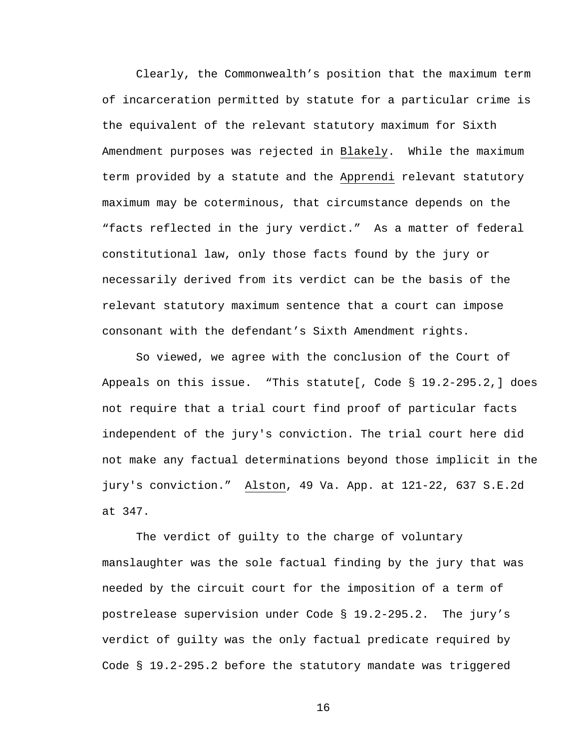Clearly, the Commonwealth's position that the maximum term of incarceration permitted by statute for a particular crime is the equivalent of the relevant statutory maximum for Sixth Amendment purposes was rejected in Blakely. While the maximum term provided by a statute and the Apprendi relevant statutory maximum may be coterminous, that circumstance depends on the "facts reflected in the jury verdict." As a matter of federal constitutional law, only those facts found by the jury or necessarily derived from its verdict can be the basis of the relevant statutory maximum sentence that a court can impose consonant with the defendant's Sixth Amendment rights.

So viewed, we agree with the conclusion of the Court of Appeals on this issue. "This statute[, Code § 19.2-295.2,] does not require that a trial court find proof of particular facts independent of the jury's conviction. The trial court here did not make any factual determinations beyond those implicit in the jury's conviction." Alston, 49 Va. App. at 121-22, 637 S.E.2d at 347.

The verdict of guilty to the charge of voluntary manslaughter was the sole factual finding by the jury that was needed by the circuit court for the imposition of a term of postrelease supervision under Code § 19.2-295.2. The jury's verdict of guilty was the only factual predicate required by Code § 19.2-295.2 before the statutory mandate was triggered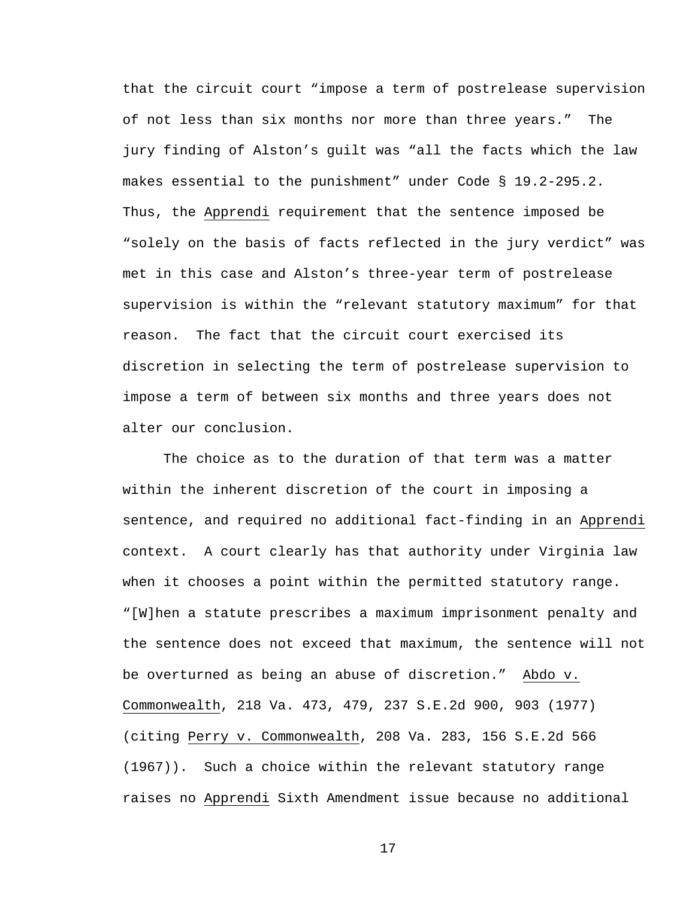that the circuit court "impose a term of postrelease supervision of not less than six months nor more than three years." The jury finding of Alston's guilt was "all the facts which the law makes essential to the punishment" under Code § 19.2-295.2. Thus, the Apprendi requirement that the sentence imposed be "solely on the basis of facts reflected in the jury verdict" was met in this case and Alston's three-year term of postrelease supervision is within the "relevant statutory maximum" for that reason. The fact that the circuit court exercised its discretion in selecting the term of postrelease supervision to impose a term of between six months and three years does not alter our conclusion.

The choice as to the duration of that term was a matter within the inherent discretion of the court in imposing a sentence, and required no additional fact-finding in an Apprendi context. A court clearly has that authority under Virginia law when it chooses a point within the permitted statutory range. "[W]hen a statute prescribes a maximum imprisonment penalty and the sentence does not exceed that maximum, the sentence will not be overturned as being an abuse of discretion." Abdo v. Commonwealth, 218 Va. 473, 479, 237 S.E.2d 900, 903 (1977) (citing Perry v. Commonwealth, 208 Va. 283, 156 S.E.2d 566 (1967)). Such a choice within the relevant statutory range raises no Apprendi Sixth Amendment issue because no additional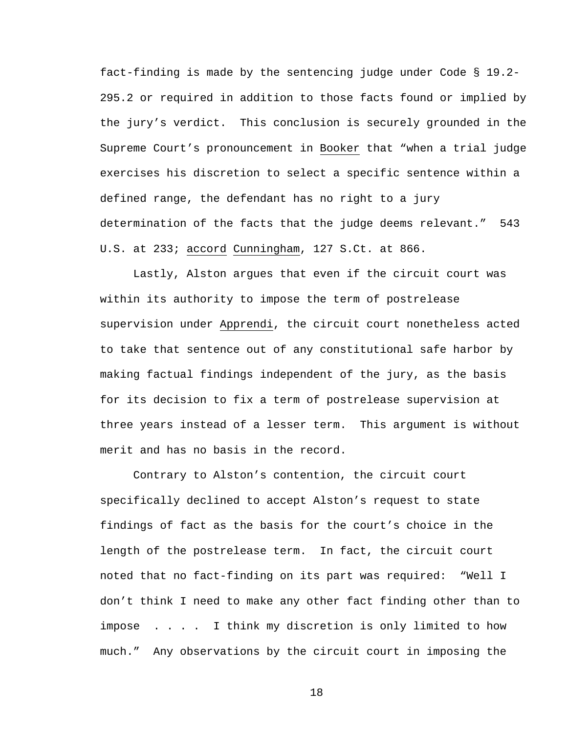fact-finding is made by the sentencing judge under Code § 19.2-295.2 or required in addition to those facts found or implied by the jury's verdict. This conclusion is securely grounded in the Supreme Court's pronouncement in Booker that "when a trial judge exercises his discretion to select a specific sentence within a defined range, the defendant has no right to a jury determination of the facts that the judge deems relevant." 543 U.S. at 233; accord Cunningham, 127 S.Ct. at 866.

Lastly, Alston argues that even if the circuit court was within its authority to impose the term of postrelease supervision under Apprendi, the circuit court nonetheless acted to take that sentence out of any constitutional safe harbor by making factual findings independent of the jury, as the basis for its decision to fix a term of postrelease supervision at three years instead of a lesser term. This argument is without merit and has no basis in the record.

Contrary to Alston's contention, the circuit court specifically declined to accept Alston's request to state findings of fact as the basis for the court's choice in the length of the postrelease term. In fact, the circuit court noted that no fact-finding on its part was required: "Well I don't think I need to make any other fact finding other than to impose . . . . I think my discretion is only limited to how much." Any observations by the circuit court in imposing the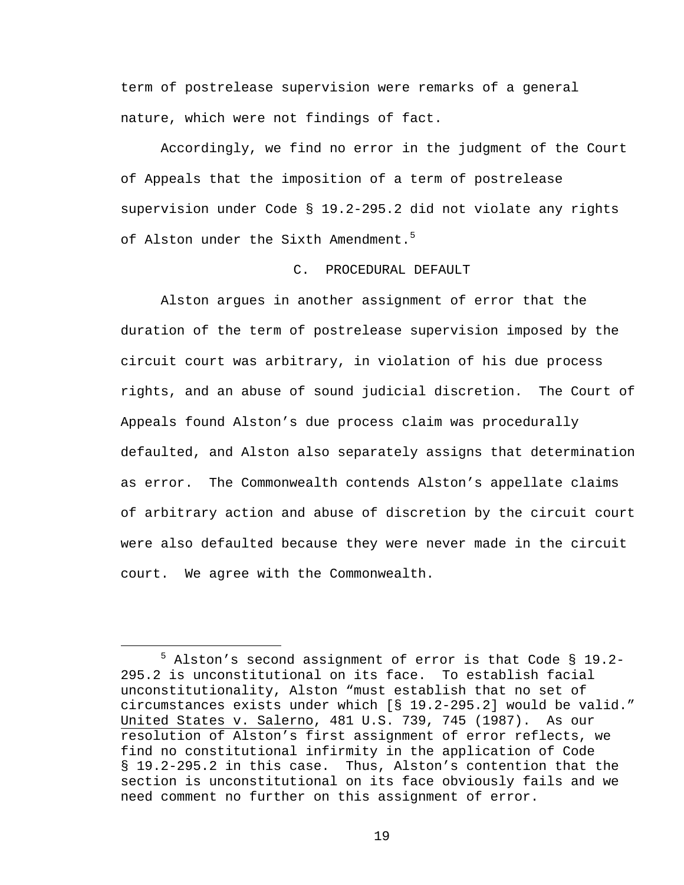term of postrelease supervision were remarks of a general nature, which were not findings of fact.

Accordingly, we find no error in the judgment of the Court of Appeals that the imposition of a term of postrelease supervision under Code § 19.2-295.2 did not violate any rights of Alston under the Sixth Amendment.[5]

C. PROCEDURAL DEFAULT

Alston argues in another assignment of error that the duration of the term of postrelease supervision imposed by the circuit court was arbitrary, in violation of his due process rights, and an abuse of sound judicial discretion. The Court of Appeals found Alston's due process claim was procedurally defaulted, and Alston also separately assigns that determination as error. The Commonwealth contends Alston's appellate claims of arbitrary action and abuse of discretion by the circuit court were also defaulted because they were never made in the circuit court. We agree with the Commonwealth.

---

[5] Alston's second assignment of error is that Code § 19.2-295.2 is unconstitutional on its face. To establish facial unconstitutionality, Alston "must establish that no set of circumstances exists under which [§ 19.2-295.2] would be valid." United States v. Salerno, 481 U.S. 739, 745 (1987). As our resolution of Alston's first assignment of error reflects, we find no constitutional infirmity in the application of Code § 19.2-295.2 in this case. Thus, Alston's contention that the section is unconstitutional on its face obviously fails and we need comment no further on this assignment of error.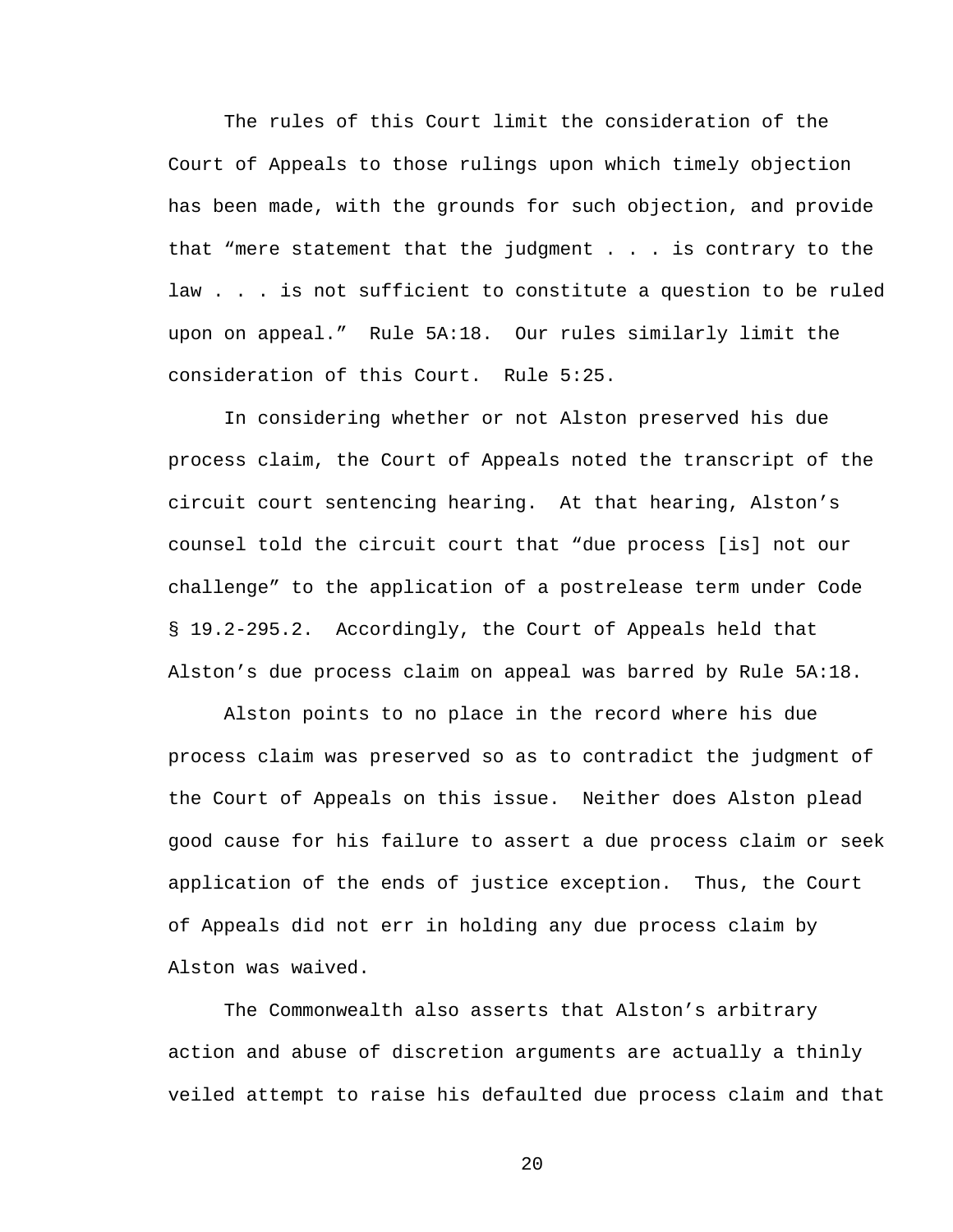The rules of this Court limit the consideration of the Court of Appeals to those rulings upon which timely objection has been made, with the grounds for such objection, and provide that "mere statement that the judgment . . . is contrary to the law . . . is not sufficient to constitute a question to be ruled upon on appeal." Rule 5A:18. Our rules similarly limit the consideration of this Court. Rule 5:25.

In considering whether or not Alston preserved his due process claim, the Court of Appeals noted the transcript of the circuit court sentencing hearing. At that hearing, Alston's counsel told the circuit court that "due process [is] not our challenge" to the application of a postrelease term under Code § 19.2-295.2. Accordingly, the Court of Appeals held that Alston's due process claim on appeal was barred by Rule 5A:18.

Alston points to no place in the record where his due process claim was preserved so as to contradict the judgment of the Court of Appeals on this issue. Neither does Alston plead good cause for his failure to assert a due process claim or seek application of the ends of justice exception. Thus, the Court of Appeals did not err in holding any due process claim by Alston was waived.

The Commonwealth also asserts that Alston's arbitrary action and abuse of discretion arguments are actually a thinly veiled attempt to raise his defaulted due process claim and that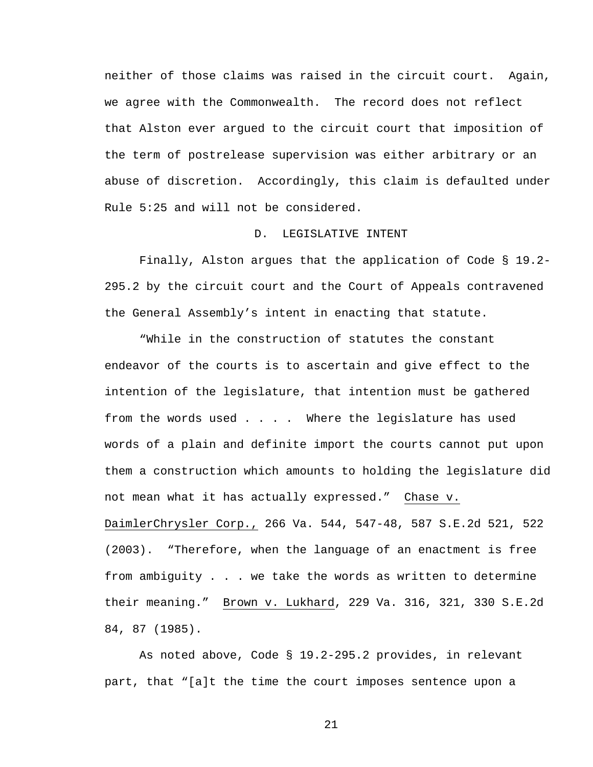neither of those claims was raised in the circuit court. Again, we agree with the Commonwealth. The record does not reflect that Alston ever argued to the circuit court that imposition of the term of postrelease supervision was either arbitrary or an abuse of discretion. Accordingly, this claim is defaulted under Rule 5:25 and will not be considered.

### D. LEGISLATIVE INTENT

Finally, Alston argues that the application of Code § 19.2-295.2 by the circuit court and the Court of Appeals contravened the General Assembly's intent in enacting that statute.

"While in the construction of statutes the constant endeavor of the courts is to ascertain and give effect to the intention of the legislature, that intention must be gathered from the words used . . . . Where the legislature has used words of a plain and definite import the courts cannot put upon them a construction which amounts to holding the legislature did not mean what it has actually expressed." Chase v. DaimlerChrysler Corp., 266 Va. 544, 547-48, 587 S.E.2d 521, 522 (2003). "Therefore, when the language of an enactment is free from ambiguity . . . we take the words as written to determine their meaning." Brown v. Lukhard, 229 Va. 316, 321, 330 S.E.2d 84, 87 (1985).

As noted above, Code § 19.2-295.2 provides, in relevant part, that "[a]t the time the court imposes sentence upon a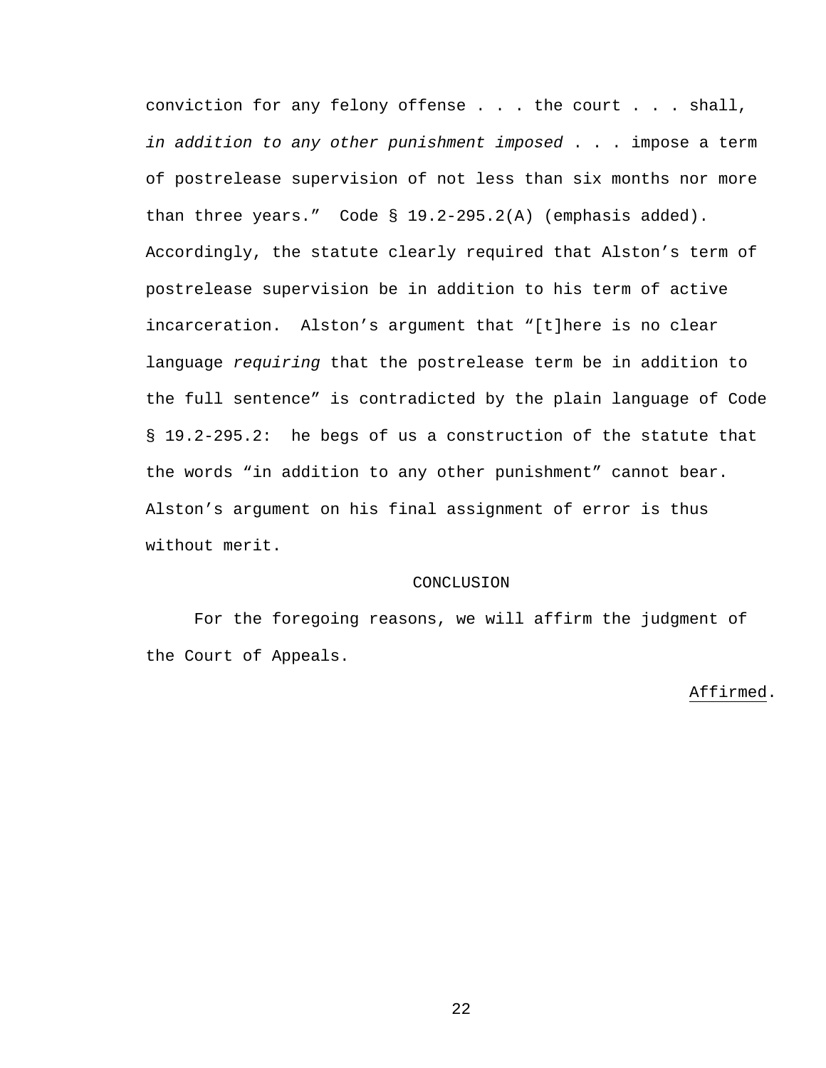conviction for any felony offense . . . the court . . . shall, *in addition to any other punishment imposed* . . . impose a term of postrelease supervision of not less than six months nor more than three years." Code § 19.2-295.2(A) (emphasis added). Accordingly, the statute clearly required that Alston's term of postrelease supervision be in addition to his term of active incarceration. Alston's argument that "[t]here is no clear language *requiring* that the postrelease term be in addition to the full sentence" is contradicted by the plain language of Code § 19.2-295.2: he begs of us a construction of the statute that the words "in addition to any other punishment" cannot bear. Alston's argument on his final assignment of error is thus without merit.

## CONCLUSION

For the foregoing reasons, we will affirm the judgment of the Court of Appeals.

Affirmed.